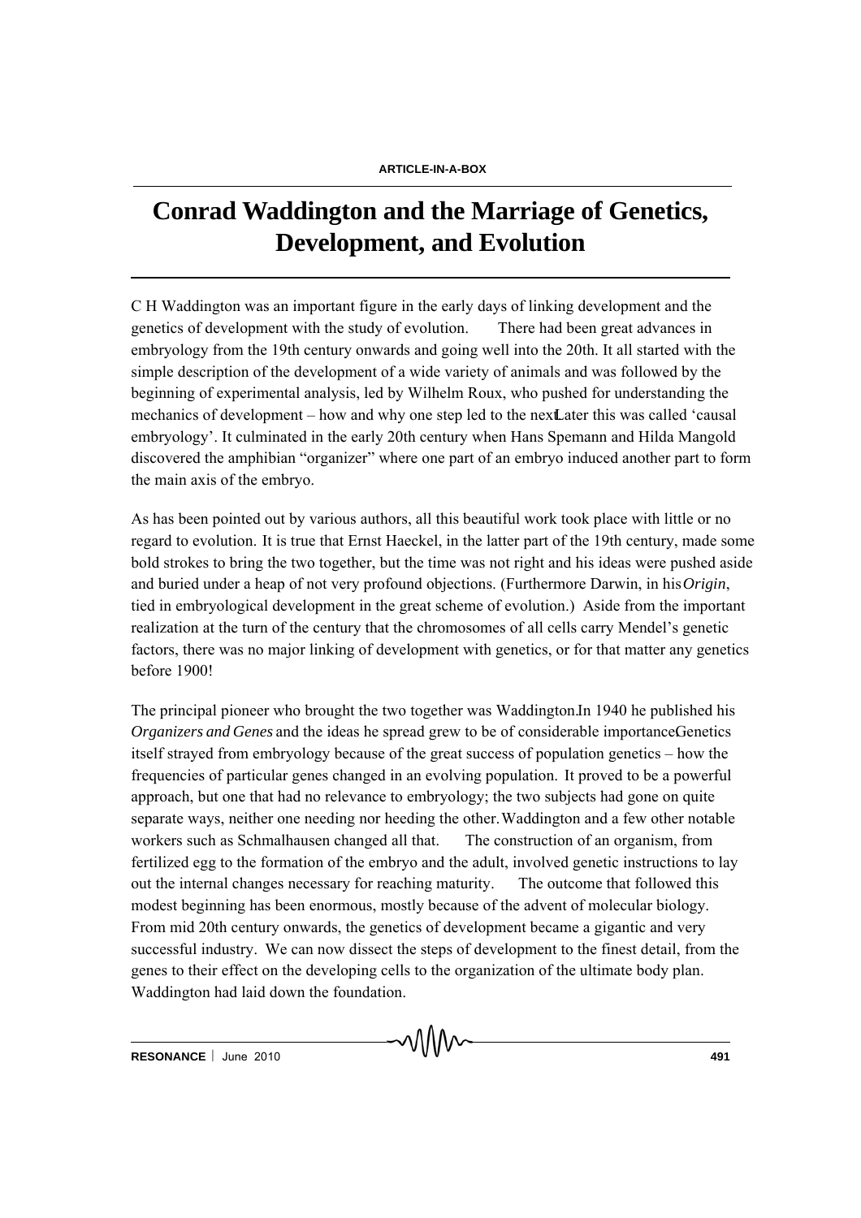ARTICLE-IN-A-BOX

# Conrad Waddington and the Marriage of Genetics, Development, and Evolution

C H Waddington was an important figure in the early days of linking development and the genetics of development with the study of evolution. There had been great advances in embryology from the 19th century onwards and going well into the 20th. It all started with the simple description of the development of a wide variety of animals and was followed by the beginning of experimental analysis, led by Wilhelm Roux, who pushed for understanding the mechanics of development – how and why one step led to the next. Later this was called 'causal embryology'. It culminated in the early 20th century when Hans Spemann and Hilda Mangold discovered the amphibian "organizer" where one part of an embryo induced another part to form the main axis of the embryo.

As has been pointed out by various authors, all this beautiful work took place with little or no regard to evolution. It is true that Ernst Haeckel, in the latter part of the 19th century, made some bold strokes to bring the two together, but the time was not right and his ideas were pushed aside and buried under a heap of not very profound objections. (Furthermore Darwin, in his *Origin*, tied in embryological development in the great scheme of evolution.) Aside from the important realization at the turn of the century that the chromosomes of all cells carry Mendel's genetic factors, there was no major linking of development with genetics, or for that matter any genetics before 1900!

The principal pioneer who brought the two together was Waddington. In 1940 he published his *Organizers and Genes* and the ideas he spread grew to be of considerable importance. Genetics itself strayed from embryology because of the great success of population genetics – how the frequencies of particular genes changed in an evolving population. It proved to be a powerful approach, but one that had no relevance to embryology; the two subjects had gone on quite separate ways, neither one needing nor heeding the other. Waddington and a few other notable workers such as Schmalhausen changed all that. The construction of an organism, from fertilized egg to the formation of the embryo and the adult, involved genetic instructions to lay out the internal changes necessary for reaching maturity. The outcome that followed this modest beginning has been enormous, mostly because of the advent of molecular biology. From mid 20th century onwards, the genetics of development became a gigantic and very successful industry. We can now dissect the steps of development to the finest detail, from the genes to their effect on the developing cells to the organization of the ultimate body plan. Waddington had laid down the foundation.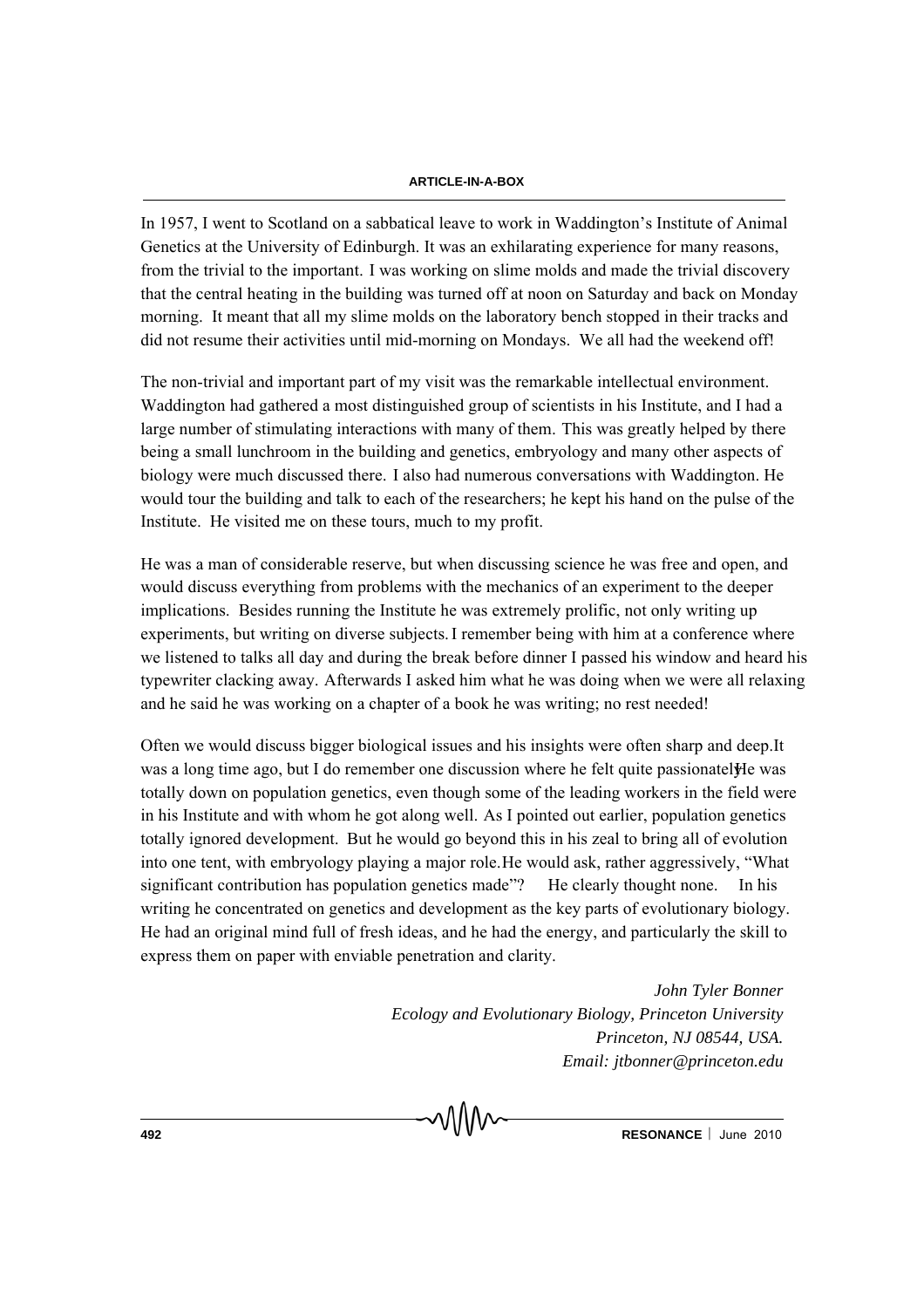In 1957, I went to Scotland on a sabbatical leave to work in Waddington's Institute of Animal Genetics at the University of Edinburgh. It was an exhilarating experience for many reasons, from the trivial to the important. I was working on slime molds and made the trivial discovery that the central heating in the building was turned off at noon on Saturday and back on Monday morning. It meant that all my slime molds on the laboratory bench stopped in their tracks and did not resume their activities until mid-morning on Mondays. We all had the weekend off!

The non-trivial and important part of my visit was the remarkable intellectual environment. Waddington had gathered a most distinguished group of scientists in his Institute, and I had a large number of stimulating interactions with many of them. This was greatly helped by there being a small lunchroom in the building and genetics, embryology and many other aspects of biology were much discussed there. I also had numerous conversations with Waddington. He would tour the building and talk to each of the researchers; he kept his hand on the pulse of the Institute. He visited me on these tours, much to my profit.

He was a man of considerable reserve, but when discussing science he was free and open, and would discuss everything from problems with the mechanics of an experiment to the deeper implications. Besides running the Institute he was extremely prolific, not only writing up experiments, but writing on diverse subjects. I remember being with him at a conference where we listened to talks all day and during the break before dinner I passed his window and heard his typewriter clacking away. Afterwards I asked him what he was doing when we were all relaxing and he said he was working on a chapter of a book he was writing; no rest needed!

Often we would discuss bigger biological issues and his insights were often sharp and deep. It was a long time ago, but I do remember one discussion where he felt quite passionately. He was totally down on population genetics, even though some of the leading workers in the field were in his Institute and with whom he got along well. As I pointed out earlier, population genetics totally ignored development. But he would go beyond this in his zeal to bring all of evolution into one tent, with embryology playing a major role. He would ask, rather aggressively, "What significant contribution has population genetics made"? He clearly thought none. In his writing he concentrated on genetics and development as the key parts of evolutionary biology. He had an original mind full of fresh ideas, and he had the energy, and particularly the skill to express them on paper with enviable penetration and clarity.

*John Tyler Bonner*
*Ecology and Evolutionary Biology, Princeton University*
*Princeton, NJ 08544, USA.*
*Email: jtbonner@princeton.edu*